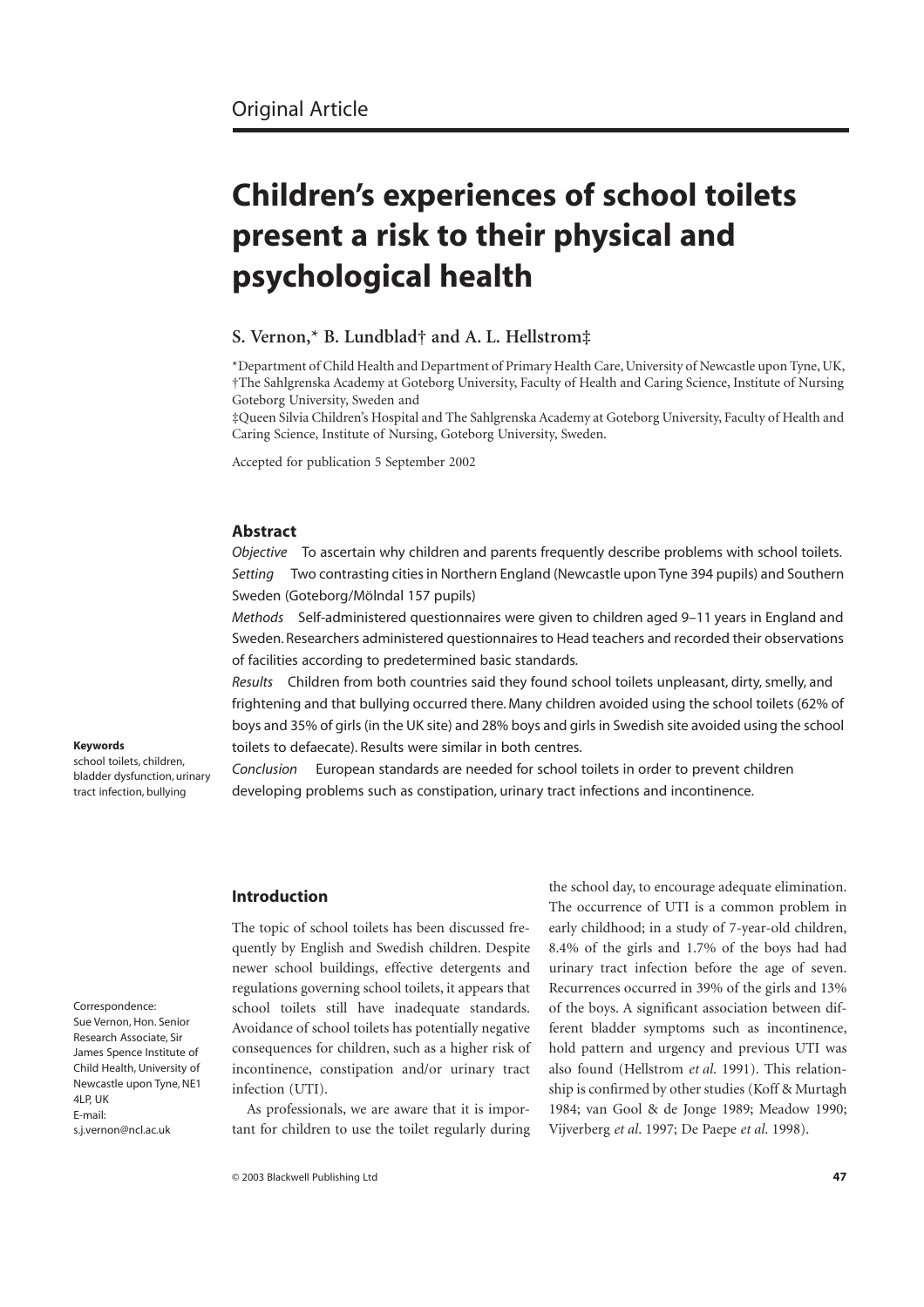Original Article

# Children's experiences of school toilets present a risk to their physical and psychological health

**S. Vernon,\* B. Lundblad† and A. L. Hellstrom‡**

\*Department of Child Health and Department of Primary Health Care, University of Newcastle upon Tyne, UK, †The Sahlgrenska Academy at Goteborg University, Faculty of Health and Caring Science, Institute of Nursing Goteborg University, Sweden and

‡Queen Silvia Children's Hospital and The Sahlgrenska Academy at Goteborg University, Faculty of Health and Caring Science, Institute of Nursing, Goteborg University, Sweden.

Accepted for publication 5 September 2002

## Abstract

*Objective* To ascertain why children and parents frequently describe problems with school toilets.

*Setting* Two contrasting cities in Northern England (Newcastle upon Tyne 394 pupils) and Southern Sweden (Goteborg/Mölndal 157 pupils)

*Methods* Self-administered questionnaires were given to children aged 9–11 years in England and Sweden. Researchers administered questionnaires to Head teachers and recorded their observations of facilities according to predetermined basic standards.

*Results* Children from both countries said they found school toilets unpleasant, dirty, smelly, and frightening and that bullying occurred there. Many children avoided using the school toilets (62% of boys and 35% of girls (in the UK site) and 28% boys and girls in Swedish site avoided using the school toilets to defaecate). Results were similar in both centres.

*Conclusion* European standards are needed for school toilets in order to prevent children developing problems such as constipation, urinary tract infections and incontinence.

**Keywords**

school toilets, children, bladder dysfunction, urinary tract infection, bullying

Correspondence:
Sue Vernon, Hon. Senior Research Associate, Sir James Spence Institute of Child Health, University of Newcastle upon Tyne, NE1 4LP, UK
E-mail: s.j.vernon@ncl.ac.uk

## Introduction

The topic of school toilets has been discussed frequently by English and Swedish children. Despite newer school buildings, effective detergents and regulations governing school toilets, it appears that school toilets still have inadequate standards. Avoidance of school toilets has potentially negative consequences for children, such as a higher risk of incontinence, constipation and/or urinary tract infection (UTI).

As professionals, we are aware that it is important for children to use the toilet regularly during the school day, to encourage adequate elimination. The occurrence of UTI is a common problem in early childhood; in a study of 7-year-old children, 8.4% of the girls and 1.7% of the boys had had urinary tract infection before the age of seven. Recurrences occurred in 39% of the girls and 13% of the boys. A significant association between different bladder symptoms such as incontinence, hold pattern and urgency and previous UTI was also found (Hellstrom *et al.* 1991). This relationship is confirmed by other studies (Koff & Murtagh 1984; van Gool & de Jonge 1989; Meadow 1990; Vijverberg *et al.* 1997; De Paepe *et al.* 1998).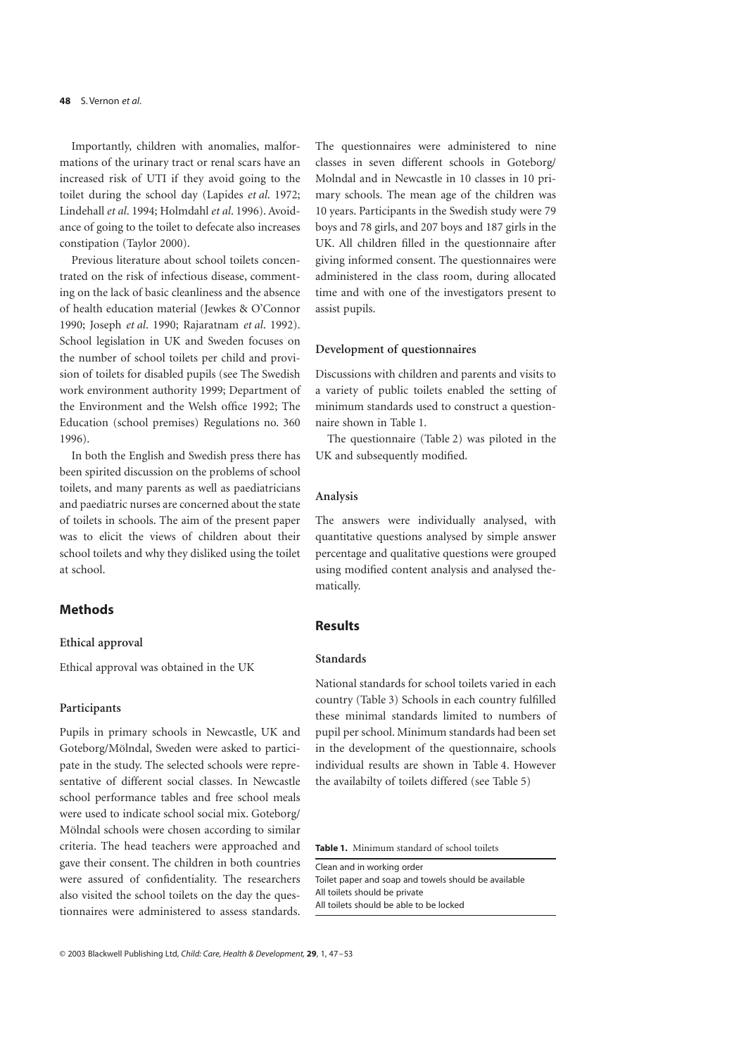Importantly, children with anomalies, malformations of the urinary tract or renal scars have an increased risk of UTI if they avoid going to the toilet during the school day (Lapides *et al*. 1972; Lindehall *et al*. 1994; Holmdahl *et al*. 1996). Avoidance of going to the toilet to defecate also increases constipation (Taylor 2000).

Previous literature about school toilets concentrated on the risk of infectious disease, commenting on the lack of basic cleanliness and the absence of health education material (Jewkes & O'Connor 1990; Joseph *et al*. 1990; Rajaratnam *et al*. 1992). School legislation in UK and Sweden focuses on the number of school toilets per child and provision of toilets for disabled pupils (see The Swedish work environment authority 1999; Department of the Environment and the Welsh office 1992; The Education (school premises) Regulations no. 360 1996).

In both the English and Swedish press there has been spirited discussion on the problems of school toilets, and many parents as well as paediatricians and paediatric nurses are concerned about the state of toilets in schools. The aim of the present paper was to elicit the views of children about their school toilets and why they disliked using the toilet at school.

## Methods

### Ethical approval

Ethical approval was obtained in the UK

### Participants

Pupils in primary schools in Newcastle, UK and Goteborg/Mölndal, Sweden were asked to participate in the study. The selected schools were representative of different social classes. In Newcastle school performance tables and free school meals were used to indicate school social mix. Goteborg/Mölndal schools were chosen according to similar criteria. The head teachers were approached and gave their consent. The children in both countries were assured of confidentiality. The researchers also visited the school toilets on the day the questionnaires were administered to assess standards. The questionnaires were administered to nine classes in seven different schools in Goteborg/Molndal and in Newcastle in 10 classes in 10 primary schools. The mean age of the children was 10 years. Participants in the Swedish study were 79 boys and 78 girls, and 207 boys and 187 girls in the UK. All children filled in the questionnaire after giving informed consent. The questionnaires were administered in the class room, during allocated time and with one of the investigators present to assist pupils.

### Development of questionnaires

Discussions with children and parents and visits to a variety of public toilets enabled the setting of minimum standards used to construct a questionnaire shown in Table 1.

The questionnaire (Table 2) was piloted in the UK and subsequently modified.

### Analysis

The answers were individually analysed, with quantitative questions analysed by simple answer percentage and qualitative questions were grouped using modified content analysis and analysed thematically.

## Results

### Standards

National standards for school toilets varied in each country (Table 3) Schools in each country fulfilled these minimal standards limited to numbers of pupil per school. Minimum standards had been set in the development of the questionnaire, schools individual results are shown in Table 4. However the availabilty of toilets differed (see Table 5)

**Table 1.** Minimum standard of school toilets

| |
|---|
| Clean and in working order |
| Toilet paper and soap and towels should be available |
| All toilets should be private |
| All toilets should be able to be locked |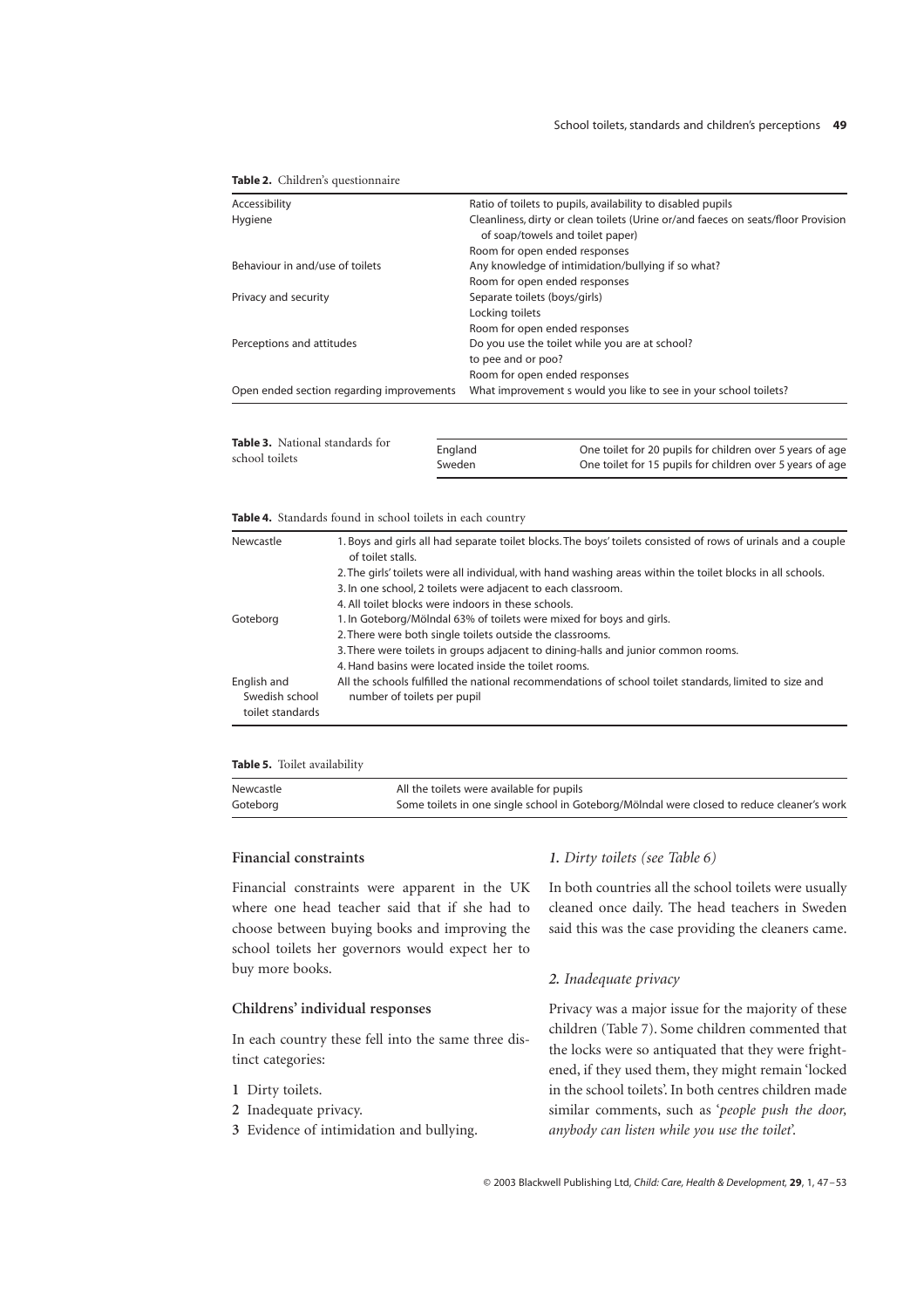**Table 2.** Children's questionnaire

| | |
|---|---|
| Accessibility | Ratio of toilets to pupils, availability to disabled pupils |
| Hygiene | Cleanliness, dirty or clean toilets (Urine or/and faeces on seats/floor Provision of soap/towels and toilet paper) |
| | Room for open ended responses |
| Behaviour in and/use of toilets | Any knowledge of intimidation/bullying if so what? |
| | Room for open ended responses |
| Privacy and security | Separate toilets (boys/girls) |
| | Locking toilets |
| | Room for open ended responses |
| Perceptions and attitudes | Do you use the toilet while you are at school? |
| | to pee and or poo? |
| | Room for open ended responses |
| Open ended section regarding improvements | What improvement s would you like to see in your school toilets? |

**Table 3.** National standards for school toilets

| | |
|---|---|
| England | One toilet for 20 pupils for children over 5 years of age |
| Sweden | One toilet for 15 pupils for children over 5 years of age |

**Table 4.** Standards found in school toilets in each country

| | |
|---|---|
| Newcastle | 1. Boys and girls all had separate toilet blocks. The boys' toilets consisted of rows of urinals and a couple of toilet stalls. |
| | 2. The girls' toilets were all individual, with hand washing areas within the toilet blocks in all schools. |
| | 3. In one school, 2 toilets were adjacent to each classroom. |
| | 4. All toilet blocks were indoors in these schools. |
| Goteborg | 1. In Goteborg/Mölndal 63% of toilets were mixed for boys and girls. |
| | 2. There were both single toilets outside the classrooms. |
| | 3. There were toilets in groups adjacent to dining-halls and junior common rooms. |
| | 4. Hand basins were located inside the toilet rooms. |
| English and Swedish school toilet standards | All the schools fulfilled the national recommendations of school toilet standards, limited to size and number of toilets per pupil |

**Table 5.** Toilet availability

| | |
|---|---|
| Newcastle | All the toilets were available for pupils |
| Goteborg | Some toilets in one single school in Goteborg/Mölndal were closed to reduce cleaner's work |

## Financial constraints

Financial constraints were apparent in the UK where one head teacher said that if she had to choose between buying books and improving the school toilets her governors would expect her to buy more books.

## Childrens' individual responses

In each country these fell into the same three distinct categories:

1. Dirty toilets.
2. Inadequate privacy.
3. Evidence of intimidation and bullying.

### *1. Dirty toilets (see Table 6)*

In both countries all the school toilets were usually cleaned once daily. The head teachers in Sweden said this was the case providing the cleaners came.

### *2. Inadequate privacy*

Privacy was a major issue for the majority of these children (Table 7). Some children commented that the locks were so antiquated that they were frightened, if they used them, they might remain 'locked in the school toilets'. In both centres children made similar comments, such as '*people push the door, anybody can listen while you use the toilet*'.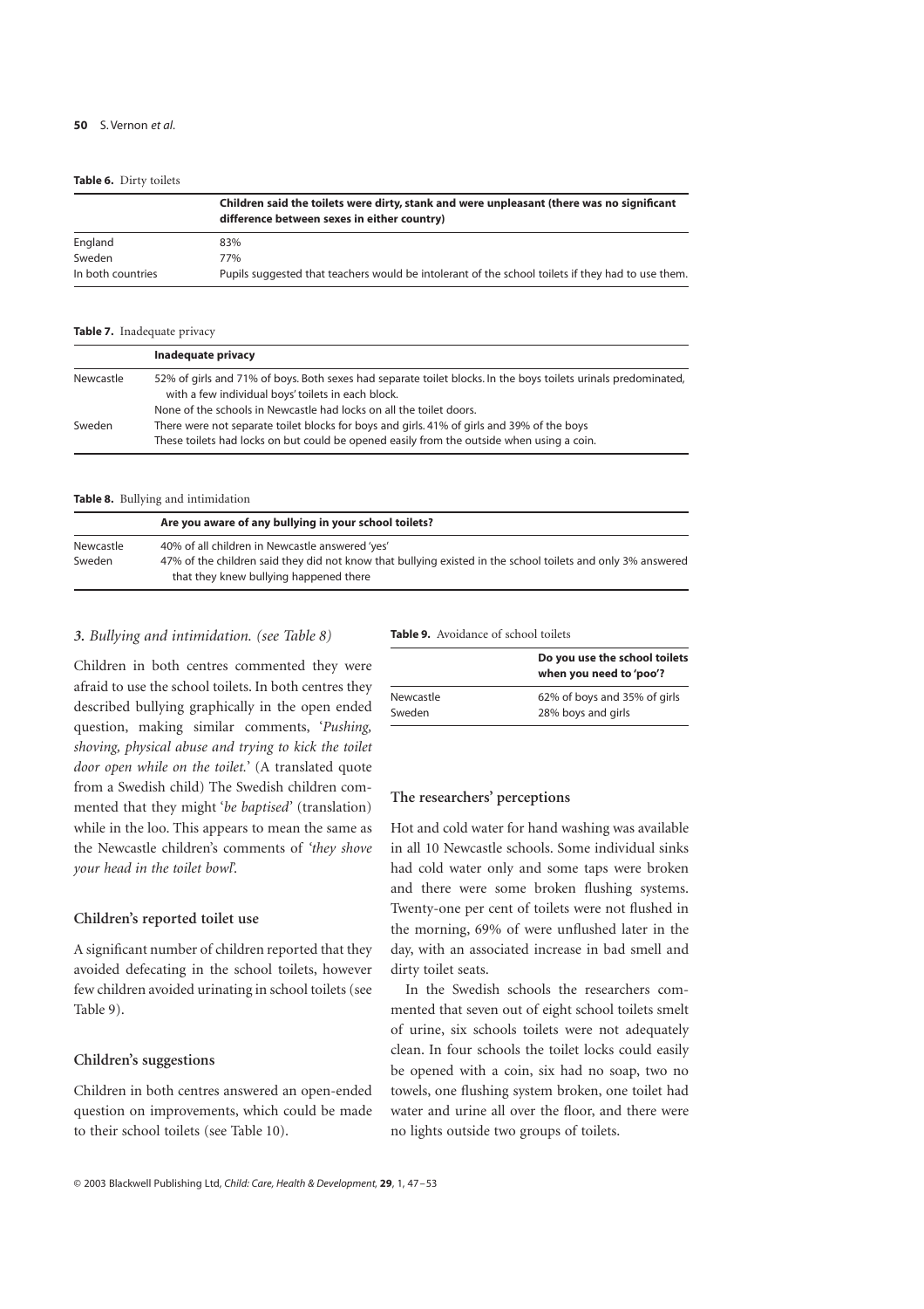**Table 6.** Dirty toilets

| | Children said the toilets were dirty, stank and were unpleasant (there was no significant difference between sexes in either country) |
|---|---|
| England | 83% |
| Sweden | 77% |
| In both countries | Pupils suggested that teachers would be intolerant of the school toilets if they had to use them. |

**Table 7.** Inadequate privacy

| | Inadequate privacy |
|---|---|
| Newcastle | 52% of girls and 71% of boys. Both sexes had separate toilet blocks. In the boys toilets urinals predominated, with a few individual boys' toilets in each block. None of the schools in Newcastle had locks on all the toilet doors. |
| Sweden | There were not separate toilet blocks for boys and girls. 41% of girls and 39% of the boys These toilets had locks on but could be opened easily from the outside when using a coin. |

**Table 8.** Bullying and intimidation

| | Are you aware of any bullying in your school toilets? |
|---|---|
| Newcastle | 40% of all children in Newcastle answered 'yes' |
| Sweden | 47% of the children said they did not know that bullying existed in the school toilets and only 3% answered that they knew bullying happened there |

### *3. Bullying and intimidation. (see Table 8)*

Children in both centres commented they were afraid to use the school toilets. In both centres they described bullying graphically in the open ended question, making similar comments, '*Pushing, shoving, physical abuse and trying to kick the toilet door open while on the toilet.*' (A translated quote from a Swedish child) The Swedish children commented that they might '*be baptised*' (translation) while in the loo. This appears to mean the same as the Newcastle children's comments of '*they shove your head in the toilet bowl*'.

### Children's reported toilet use

A significant number of children reported that they avoided defecating in the school toilets, however few children avoided urinating in school toilets (see Table 9).

### Children's suggestions

Children in both centres answered an open-ended question on improvements, which could be made to their school toilets (see Table 10).

**Table 9.** Avoidance of school toilets

| | Do you use the school toilets when you need to 'poo'? |
|---|---|
| Newcastle | 62% of boys and 35% of girls |
| Sweden | 28% boys and girls |

### The researchers' perceptions

Hot and cold water for hand washing was available in all 10 Newcastle schools. Some individual sinks had cold water only and some taps were broken and there were some broken flushing systems. Twenty-one per cent of toilets were not flushed in the morning, 69% of were unflushed later in the day, with an associated increase in bad smell and dirty toilet seats.

In the Swedish schools the researchers commented that seven out of eight school toilets smelt of urine, six schools toilets were not adequately clean. In four schools the toilet locks could easily be opened with a coin, six had no soap, two no towels, one flushing system broken, one toilet had water and urine all over the floor, and there were no lights outside two groups of toilets.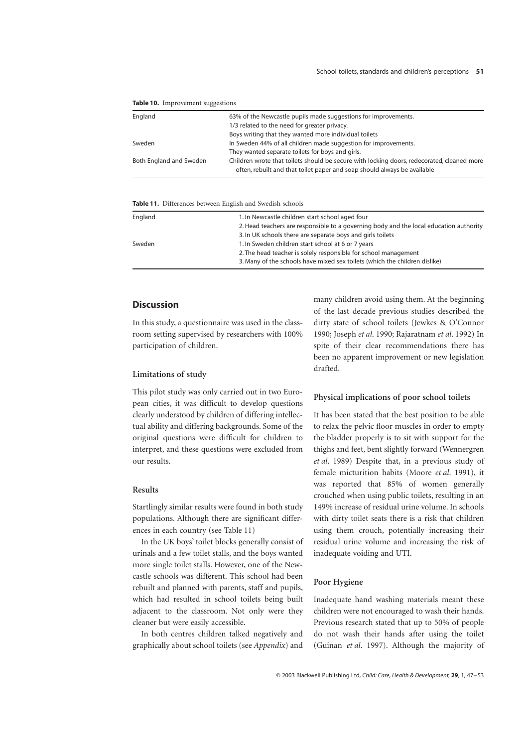**Table 10.** Improvement suggestions

| | |
|---|---|
| England | 63% of the Newcastle pupils made suggestions for improvements. |
| | 1/3 related to the need for greater privacy. |
| | Boys writing that they wanted more individual toilets |
| Sweden | In Sweden 44% of all children made suggestion for improvements. |
| | They wanted separate toilets for boys and girls. |
| Both England and Sweden | Children wrote that toilets should be secure with locking doors, redecorated, cleaned more often, rebuilt and that toilet paper and soap should always be available |

**Table 11.** Differences between English and Swedish schools

| | |
|---|---|
| England | 1. In Newcastle children start school aged four |
| | 2. Head teachers are responsible to a governing body and the local education authority |
| | 3. In UK schools there are separate a boys and girls toilets |
| Sweden | 1. In Sweden children start school at 6 or 7 years |
| | 2. The head teacher is solely responsible for school management |
| | 3. Many of the schools have mixed sex toilets (which the children dislike) |

## Discussion

In this study, a questionnaire was used in the classroom setting supervised by researchers with 100% participation of children.

### Limitations of study

This pilot study was only carried out in two European cities, it was difficult to develop questions clearly understood by children of differing intellectual ability and differing backgrounds. Some of the original questions were difficult for children to interpret, and these questions were excluded from our results.

### Results

Startlingly similar results were found in both study populations. Although there are significant differences in each country (see Table 11)

In the UK boys' toilet blocks generally consist of urinals and a few toilet stalls, and the boys wanted more single toilet stalls. However, one of the Newcastle schools was different. This school had been rebuilt and planned with parents, staff and pupils, which had resulted in school toilets being built adjacent to the classroom. Not only were they cleaner but were easily accessible.

In both centres children talked negatively and graphically about school toilets (see *Appendix*) and many children avoid using them. At the beginning of the last decade previous studies described the dirty state of school toilets (Jewkes & O'Connor 1990; Joseph *et al*. 1990; Rajaratnam *et al*. 1992) In spite of their clear recommendations there has been no apparent improvement or new legislation drafted.

### Physical implications of poor school toilets

It has been stated that the best position to be able to relax the pelvic floor muscles in order to empty the bladder properly is to sit with support for the thighs and feet, bent slightly forward (Wennergren *et al*. 1989) Despite that, in a previous study of female micturition habits (Moore *et al*. 1991), it was reported that 85% of women generally crouched when using public toilets, resulting in an 149% increase of residual urine volume. In schools with dirty toilet seats there is a risk that children using them crouch, potentially increasing their residual urine volume and increasing the risk of inadequate voiding and UTI.

### Poor Hygiene

Inadequate hand washing materials meant these children were not encouraged to wash their hands. Previous research stated that up to 50% of people do not wash their hands after using the toilet (Guinan *et al*. 1997). Although the majority of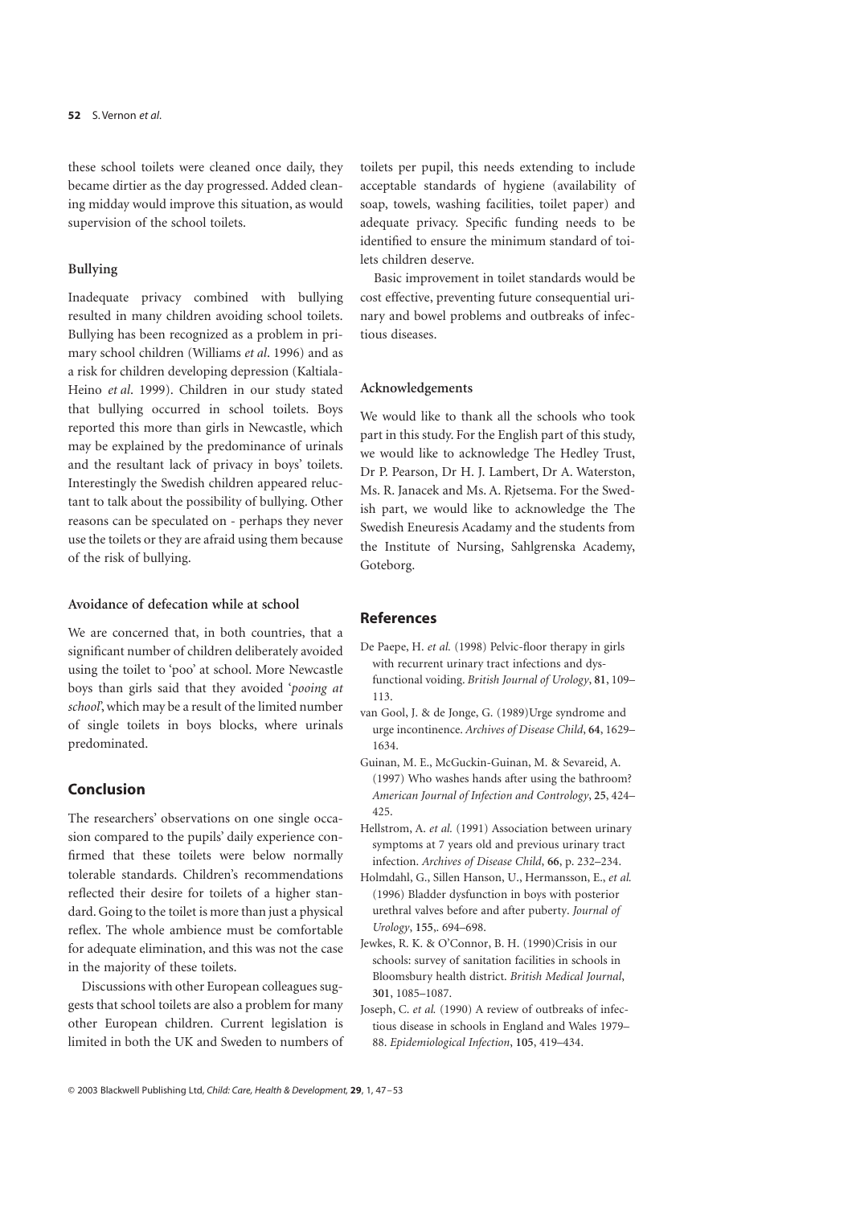these school toilets were cleaned once daily, they became dirtier as the day progressed. Added cleaning midday would improve this situation, as would supervision of the school toilets.

### Bullying

Inadequate privacy combined with bullying resulted in many children avoiding school toilets. Bullying has been recognized as a problem in primary school children (Williams *et al*. 1996) and as a risk for children developing depression (Kaltiala-Heino *et al*. 1999). Children in our study stated that bullying occurred in school toilets. Boys reported this more than girls in Newcastle, which may be explained by the predominance of urinals and the resultant lack of privacy in boys' toilets. Interestingly the Swedish children appeared reluctant to talk about the possibility of bullying. Other reasons can be speculated on - perhaps they never use the toilets or they are afraid using them because of the risk of bullying.

### Avoidance of defecation while at school

We are concerned that, in both countries, that a significant number of children deliberately avoided using the toilet to 'poo' at school. More Newcastle boys than girls said that they avoided '*pooing at school*', which may be a result of the limited number of single toilets in boys blocks, where urinals predominated.

## Conclusion

The researchers' observations on one single occasion compared to the pupils' daily experience confirmed that these toilets were below normally tolerable standards. Children's recommendations reflected their desire for toilets of a higher standard. Going to the toilet is more than just a physical reflex. The whole ambience must be comfortable for adequate elimination, and this was not the case in the majority of these toilets.

Discussions with other European colleagues suggests that school toilets are also a problem for many other European children. Current legislation is limited in both the UK and Sweden to numbers of toilets per pupil, this needs extending to include acceptable standards of hygiene (availability of soap, towels, washing facilities, toilet paper) and adequate privacy. Specific funding needs to be identified to ensure the minimum standard of toilets children deserve.

Basic improvement in toilet standards would be cost effective, preventing future consequential urinary and bowel problems and outbreaks of infectious diseases.

### Acknowledgements

We would like to thank all the schools who took part in this study. For the English part of this study, we would like to acknowledge The Hedley Trust, Dr P. Pearson, Dr H. J. Lambert, Dr A. Waterston, Ms. R. Janacek and Ms. A. Rjetsema. For the Swedish part, we would like to acknowledge the The Swedish Eneuresis Acadamy and the students from the Institute of Nursing, Sahlgrenska Academy, Goteborg.

## References

De Paepe, H. *et al.* (1998) Pelvic-floor therapy in girls with recurrent urinary tract infections and dysfunctional voiding. *British Journal of Urology*, **81**, 109–113.

van Gool, J. & de Jonge, G. (1989)Urge syndrome and urge incontinence. *Archives of Disease Child*, **64**, 1629–1634.

Guinan, M. E., McGuckin-Guinan, M. & Sevareid, A. (1997) Who washes hands after using the bathroom? *American Journal of Infection and Contrology*, **25**, 424–425.

Hellstrom, A. *et al.* (1991) Association between urinary symptoms at 7 years old and previous urinary tract infection. *Archives of Disease Child*, **66**, p. 232–234.

Holmdahl, G., Sillen Hanson, U., Hermansson, E., *et al.* (1996) Bladder dysfunction in boys with posterior urethral valves before and after puberty. *Journal of Urology*, **155**,. 694–698.

Jewkes, R. K. & O'Connor, B. H. (1990)Crisis in our schools: survey of sanitation facilities in schools in Bloomsbury health district. *British Medical Journal*, **301**, 1085–1087.

Joseph, C. *et al.* (1990) A review of outbreaks of infectious disease in schools in England and Wales 1979–88. *Epidemiological Infection*, **105**, 419–434.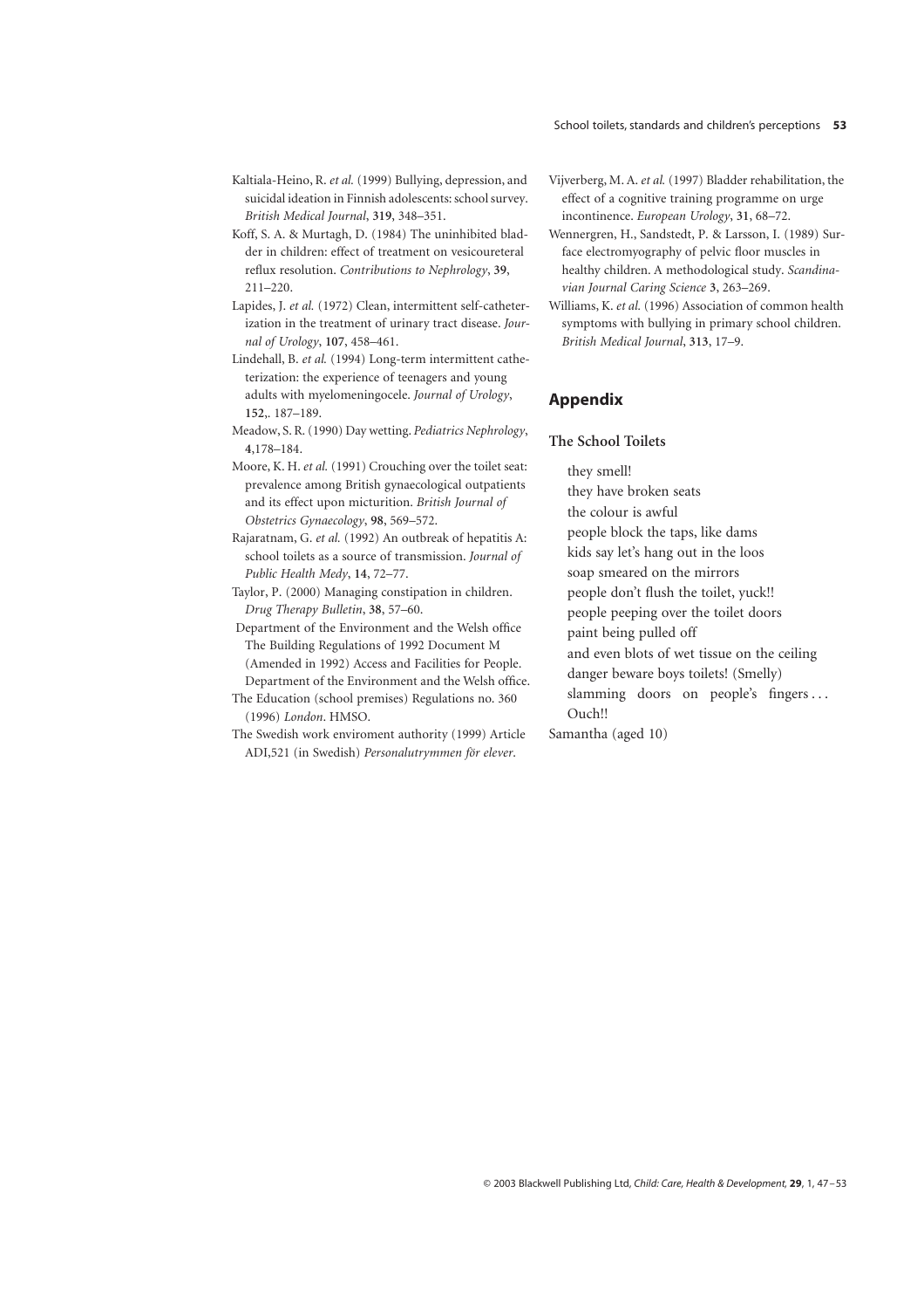Kaltiala-Heino, R. *et al.* (1999) Bullying, depression, and suicidal ideation in Finnish adolescents: school survey. *British Medical Journal*, **319**, 348–351.

Koff, S. A. & Murtagh, D. (1984) The uninhibited bladder in children: effect of treatment on vesicoureteral reflux resolution. *Contributions to Nephrology*, **39**, 211–220.

Lapides, J. *et al.* (1972) Clean, intermittent self-catheterization in the treatment of urinary tract disease. *Journal of Urology*, **107**, 458–461.

Lindehall, B. *et al.* (1994) Long-term intermittent catheterization: the experience of teenagers and young adults with myelomeningocele. *Journal of Urology*, **152**,. 187–189.

Meadow, S. R. (1990) Day wetting. *Pediatrics Nephrology*, **4**,178–184.

Moore, K. H. *et al.* (1991) Crouching over the toilet seat: prevalence among British gynaecological outpatients and its effect upon micturition. *British Journal of Obstetrics Gynaecology*, **98**, 569–572.

Rajaratnam, G. *et al.* (1992) An outbreak of hepatitis A: school toilets as a source of transmission. *Journal of Public Health Medy*, **14**, 72–77.

Taylor, P. (2000) Managing constipation in children. *Drug Therapy Bulletin*, **38**, 57–60.

Department of the Environment and the Welsh office The Building Regulations of 1992 Document M (Amended in 1992) Access and Facilities for People. Department of the Environment and the Welsh office.

The Education (school premises) Regulations no. 360 (1996) *London*. HMSO.

The Swedish work enviroment authority (1999) Article ADI,521 (in Swedish) *Personalutrymmen för elever*.

Vijverberg, M. A. *et al.* (1997) Bladder rehabilitation, the effect of a cognitive training programme on urge incontinence. *European Urology*, **31**, 68–72.

Wennergren, H., Sandstedt, P. & Larsson, I. (1989) Surface electromyography of pelvic floor muscles in healthy children. A methodological study. *Scandinavian Journal Caring Science* **3**, 263–269.

Williams, K. *et al.* (1996) Association of common health symptoms with bullying in primary school children. *British Medical Journal*, **313**, 17–9.

## Appendix

### The School Toilets

they smell!
they have broken seats
the colour is awful
people block the taps, like dams
kids say let's hang out in the loos
soap smeared on the mirrors
people don't flush the toilet, yuck!!
people peeping over the toilet doors
paint being pulled off
and even blots of wet tissue on the ceiling
danger beware boys toilets! (Smelly)
slamming doors on people's fingers . . . Ouch!!

Samantha (aged 10)